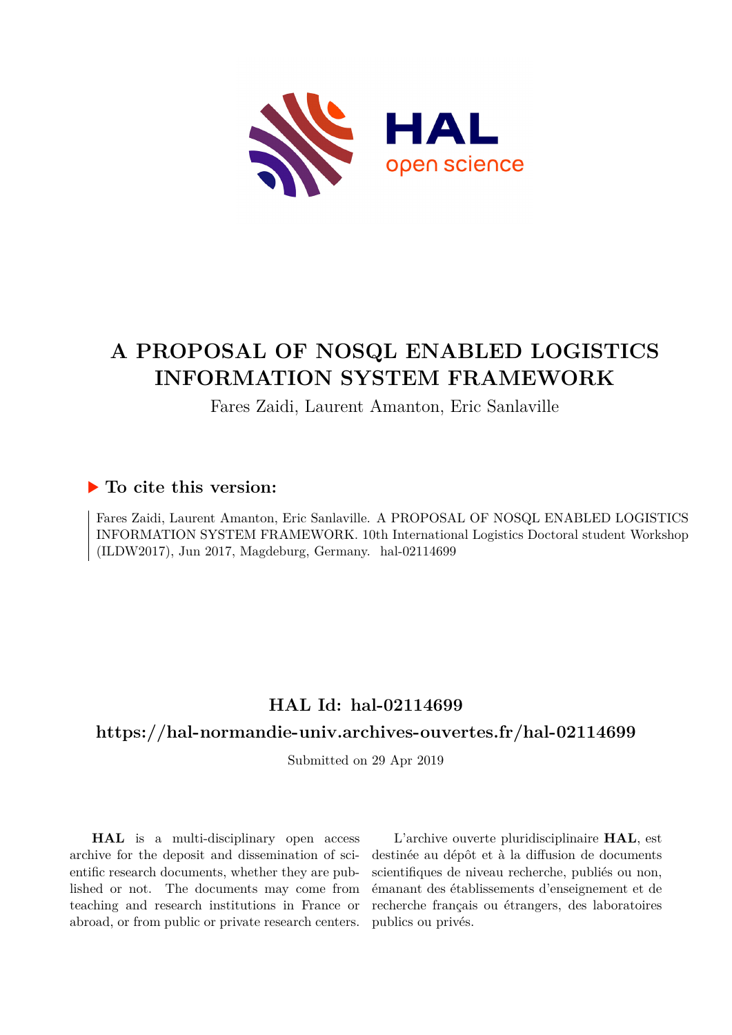# A PROPOSAL OF NOSQL ENABLED LOGISTICS INFORMATION SYSTEM FRAMEWORK

Fares Zaidi, Laurent Amanton, Eric Sanlaville

## ▶ To cite this version:

Fares Zaidi, Laurent Amanton, Eric Sanlaville. A PROPOSAL OF NOSQL ENABLED LOGISTICS INFORMATION SYSTEM FRAMEWORK. 10th International Logistics Doctoral student Workshop (ILDW2017), Jun 2017, Magdeburg, Germany. hal-02114699

## HAL Id: hal-02114699

## https://hal-normandie-univ.archives-ouvertes.fr/hal-02114699

Submitted on 29 Apr 2019

**HAL** is a multi-disciplinary open access archive for the deposit and dissemination of scientific research documents, whether they are published or not. The documents may come from teaching and research institutions in France or abroad, or from public or private research centers.

L'archive ouverte pluridisciplinaire **HAL**, est destinée au dépôt et à la diffusion de documents scientifiques de niveau recherche, publiés ou non, émanant des établissements d'enseignement et de recherche français ou étrangers, des laboratoires publics ou privés.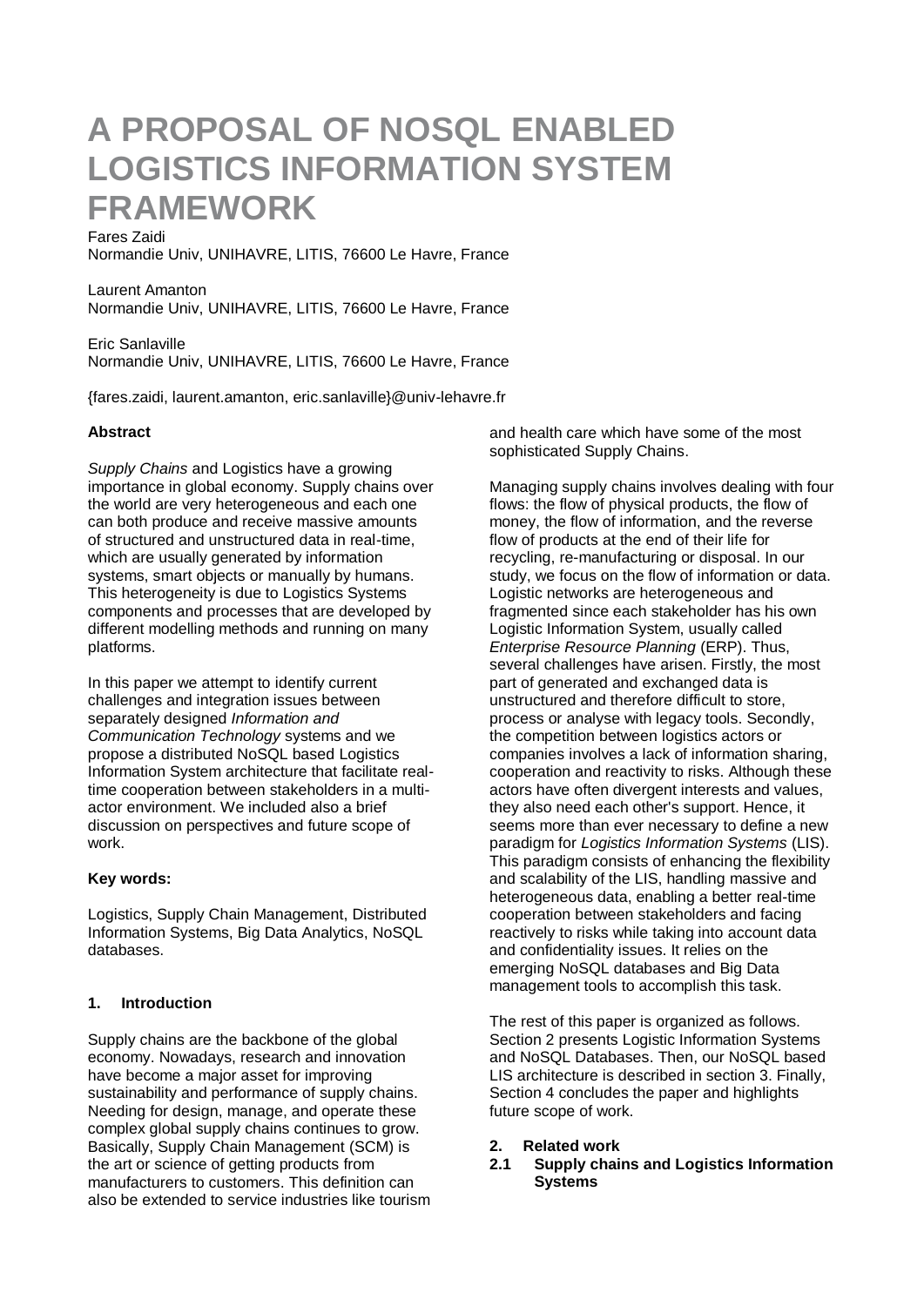# A PROPOSAL OF NOSQL ENABLED LOGISTICS INFORMATION SYSTEM FRAMEWORK

Fares Zaidi
Normandie Univ, UNIHAVRE, LITIS, 76600 Le Havre, France

Laurent Amanton
Normandie Univ, UNIHAVRE, LITIS, 76600 Le Havre, France

Eric Sanlaville
Normandie Univ, UNIHAVRE, LITIS, 76600 Le Havre, France

{fares.zaidi, laurent.amanton, eric.sanlaville}@univ-lehavre.fr

**Abstract**

*Supply Chains* and Logistics have a growing importance in global economy. Supply chains over the world are very heterogeneous and each one can both produce and receive massive amounts of structured and unstructured data in real-time, which are usually generated by information systems, smart objects or manually by humans. This heterogeneity is due to Logistics Systems components and processes that are developed by different modelling methods and running on many platforms.

In this paper we attempt to identify current challenges and integration issues between separately designed *Information and Communication Technology* systems and we propose a distributed NoSQL based Logistics Information System architecture that facilitate real-time cooperation between stakeholders in a multi-actor environment. We included also a brief discussion on perspectives and future scope of work.

**Key words:**

Logistics, Supply Chain Management, Distributed Information Systems, Big Data Analytics, NoSQL databases.

## 1. Introduction

Supply chains are the backbone of the global economy. Nowadays, research and innovation have become a major asset for improving sustainability and performance of supply chains. Needing for design, manage, and operate these complex global supply chains continues to grow. Basically, Supply Chain Management (SCM) is the art or science of getting products from manufacturers to customers. This definition can also be extended to service industries like tourism and health care which have some of the most sophisticated Supply Chains.

Managing supply chains involves dealing with four flows: the flow of physical products, the flow of money, the flow of information, and the reverse flow of products at the end of their life for recycling, re-manufacturing or disposal. In our study, we focus on the flow of information or data. Logistic networks are heterogeneous and fragmented since each stakeholder has his own Logistic Information System, usually called *Enterprise Resource Planning* (ERP). Thus, several challenges have arisen. Firstly, the most part of generated and exchanged data is unstructured and therefore difficult to store, process or analyse with legacy tools. Secondly, the competition between logistics actors or companies involves a lack of information sharing, cooperation and reactivity to risks. Although these actors have often divergent interests and values, they also need each other's support. Hence, it seems more than ever necessary to define a new paradigm for *Logistics Information Systems* (LIS). This paradigm consists of enhancing the flexibility and scalability of the LIS, handling massive and heterogeneous data, enabling a better real-time cooperation between stakeholders and facing reactively to risks while taking into account data and confidentiality issues. It relies on the emerging NoSQL databases and Big Data management tools to accomplish this task.

The rest of this paper is organized as follows. Section 2 presents Logistic Information Systems and NoSQL Databases. Then, our NoSQL based LIS architecture is described in section 3. Finally, Section 4 concludes the paper and highlights future scope of work.

## 2. Related work

### 2.1 Supply chains and Logistics Information Systems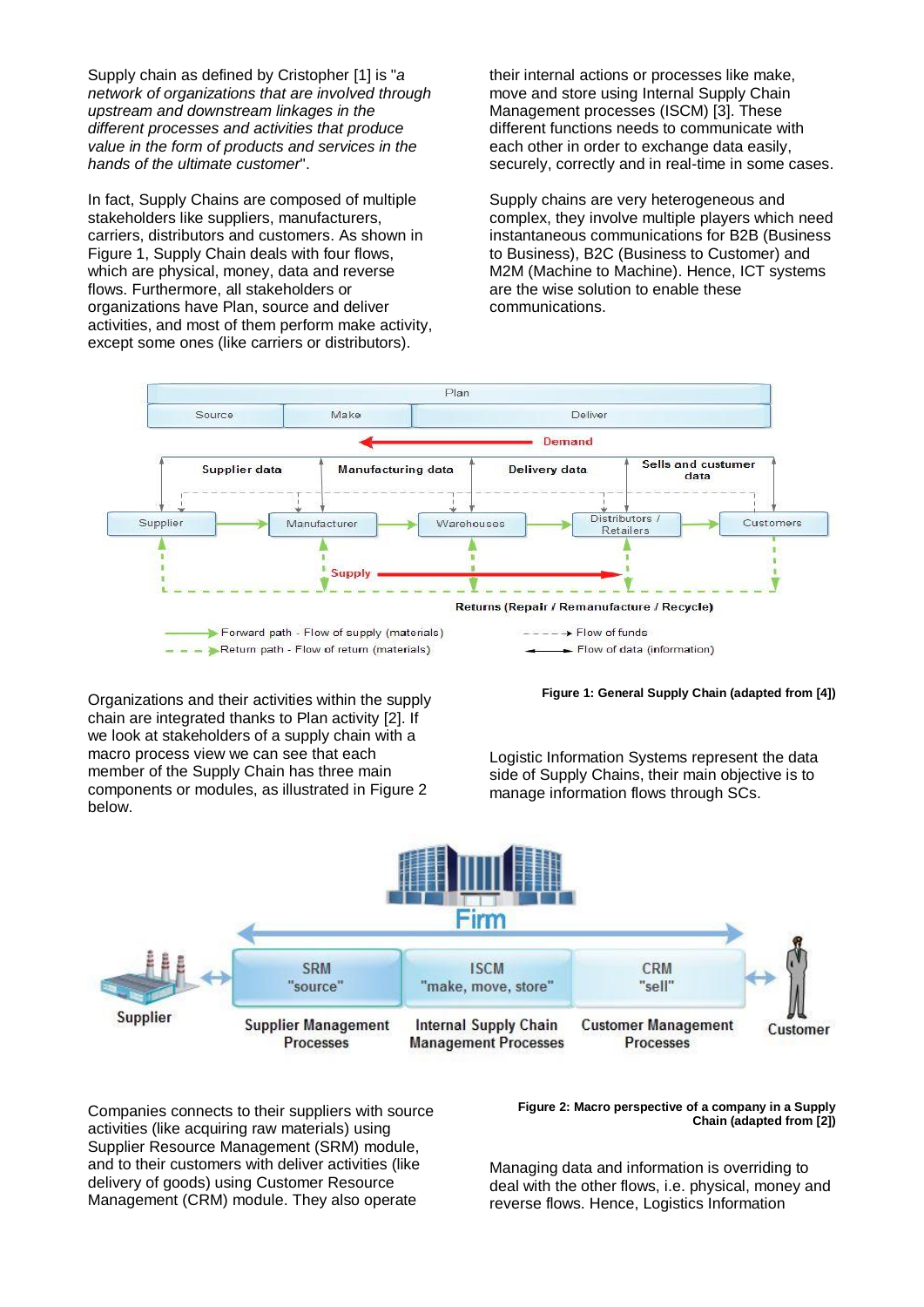Supply chain as defined by Cristopher [1] is "*a network of organizations that are involved through upstream and downstream linkages in the different processes and activities that produce value in the form of products and services in the hands of the ultimate customer*".

In fact, Supply Chains are composed of multiple stakeholders like suppliers, manufacturers, carriers, distributors and customers. As shown in Figure 1, Supply Chain deals with four flows, which are physical, money, data and reverse flows. Furthermore, all stakeholders or organizations have Plan, source and deliver activities, and most of them perform make activity, except some ones (like carriers or distributors).

their internal actions or processes like make, move and store using Internal Supply Chain Management processes (ISCM) [3]. These different functions needs to communicate with each other in order to exchange data easily, securely, correctly and in real-time in some cases.

Supply chains are very heterogeneous and complex, they involve multiple players which need instantaneous communications for B2B (Business to Business), B2C (Business to Customer) and M2M (Machine to Machine). Hence, ICT systems are the wise solution to enable these communications.

**Figure 1: General Supply Chain (adapted from [4])**

Organizations and their activities within the supply chain are integrated thanks to Plan activity [2]. If we look at stakeholders of a supply chain with a macro process view we can see that each member of the Supply Chain has three main components or modules, as illustrated in Figure 2 below.

Logistic Information Systems represent the data side of Supply Chains, their main objective is to manage information flows through SCs.

**Figure 2: Macro perspective of a company in a Supply Chain (adapted from [2])**

Companies connects to their suppliers with source activities (like acquiring raw materials) using Supplier Resource Management (SRM) module, and to their customers with deliver activities (like delivery of goods) using Customer Resource Management (CRM) module. They also operate

Managing data and information is overriding to deal with the other flows, i.e. physical, money and reverse flows. Hence, Logistics Information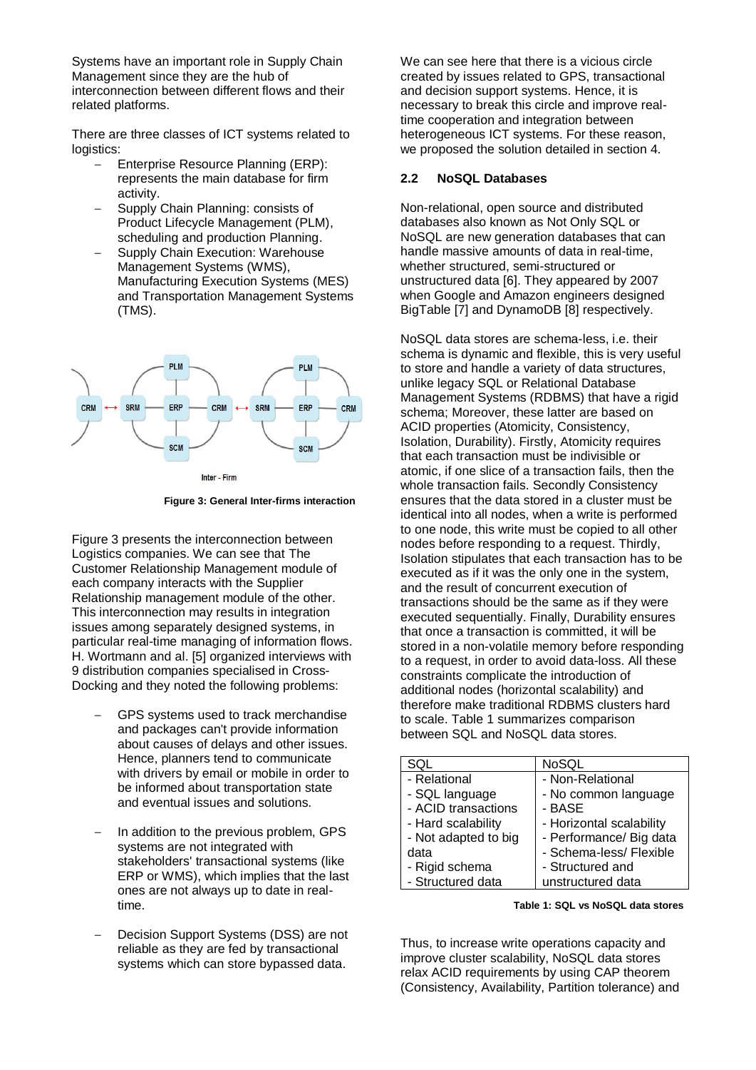Systems have an important role in Supply Chain Management since they are the hub of interconnection between different flows and their related platforms.

There are three classes of ICT systems related to logistics:

- Enterprise Resource Planning (ERP): represents the main database for firm activity.
- Supply Chain Planning: consists of Product Lifecycle Management (PLM), scheduling and production Planning.
- Supply Chain Execution: Warehouse Management Systems (WMS), Manufacturing Execution Systems (MES) and Transportation Management Systems (TMS).

**Figure 3: General Inter-firms interaction**

Figure 3 presents the interconnection between Logistics companies. We can see that The Customer Relationship Management module of each company interacts with the Supplier Relationship management module of the other. This interconnection may results in integration issues among separately designed systems, in particular real-time managing of information flows. H. Wortmann and al. [5] organized interviews with 9 distribution companies specialised in Cross-Docking and they noted the following problems:

- GPS systems used to track merchandise and packages can't provide information about causes of delays and other issues. Hence, planners tend to communicate with drivers by email or mobile in order to be informed about transportation state and eventual issues and solutions.
- In addition to the previous problem, GPS systems are not integrated with stakeholders' transactional systems (like ERP or WMS), which implies that the last ones are not always up to date in real-time.
- Decision Support Systems (DSS) are not reliable as they are fed by transactional systems which can store bypassed data.

We can see here that there is a vicious circle created by issues related to GPS, transactional and decision support systems. Hence, it is necessary to break this circle and improve real-time cooperation and integration between heterogeneous ICT systems. For these reason, we proposed the solution detailed in section 4.

### 2.2 NoSQL Databases

Non-relational, open source and distributed databases also known as Not Only SQL or NoSQL are new generation databases that can handle massive amounts of data in real-time, whether structured, semi-structured or unstructured data [6]. They appeared by 2007 when Google and Amazon engineers designed BigTable [7] and DynamoDB [8] respectively.

NoSQL data stores are schema-less, i.e. their schema is dynamic and flexible, this is very useful to store and handle a variety of data structures, unlike legacy SQL or Relational Database Management Systems (RDBMS) that have a rigid schema; Moreover, these latter are based on ACID properties (Atomicity, Consistency, Isolation, Durability). Firstly, Atomicity requires that each transaction must be indivisible or atomic, if one slice of a transaction fails, then the whole transaction fails. Secondly Consistency ensures that the data stored in a cluster must be identical into all nodes, when a write is performed to one node, this write must be copied to all other nodes before responding to a request. Thirdly, Isolation stipulates that each transaction has to be executed as if it was the only one in the system, and the result of concurrent execution of transactions should be the same as if they were executed sequentially. Finally, Durability ensures that once a transaction is committed, it will be stored in a non-volatile memory before responding to a request, in order to avoid data-loss. All these constraints complicate the introduction of additional nodes (horizontal scalability) and therefore make traditional RDBMS clusters hard to scale. Table 1 summarizes comparison between SQL and NoSQL data stores.

| SQL | NoSQL |
|---|---|
| - Relational<br>- SQL language<br>- ACID transactions<br>- Hard scalability<br>- Not adapted to big data<br>- Rigid schema<br>- Structured data | - Non-Relational<br>- No common language<br>- BASE<br>- Horizontal scalability<br>- Performance/ Big data<br>- Schema-less/ Flexible<br>- Structured and unstructured data |

**Table 1: SQL vs NoSQL data stores**

Thus, to increase write operations capacity and improve cluster scalability, NoSQL data stores relax ACID requirements by using CAP theorem (Consistency, Availability, Partition tolerance) and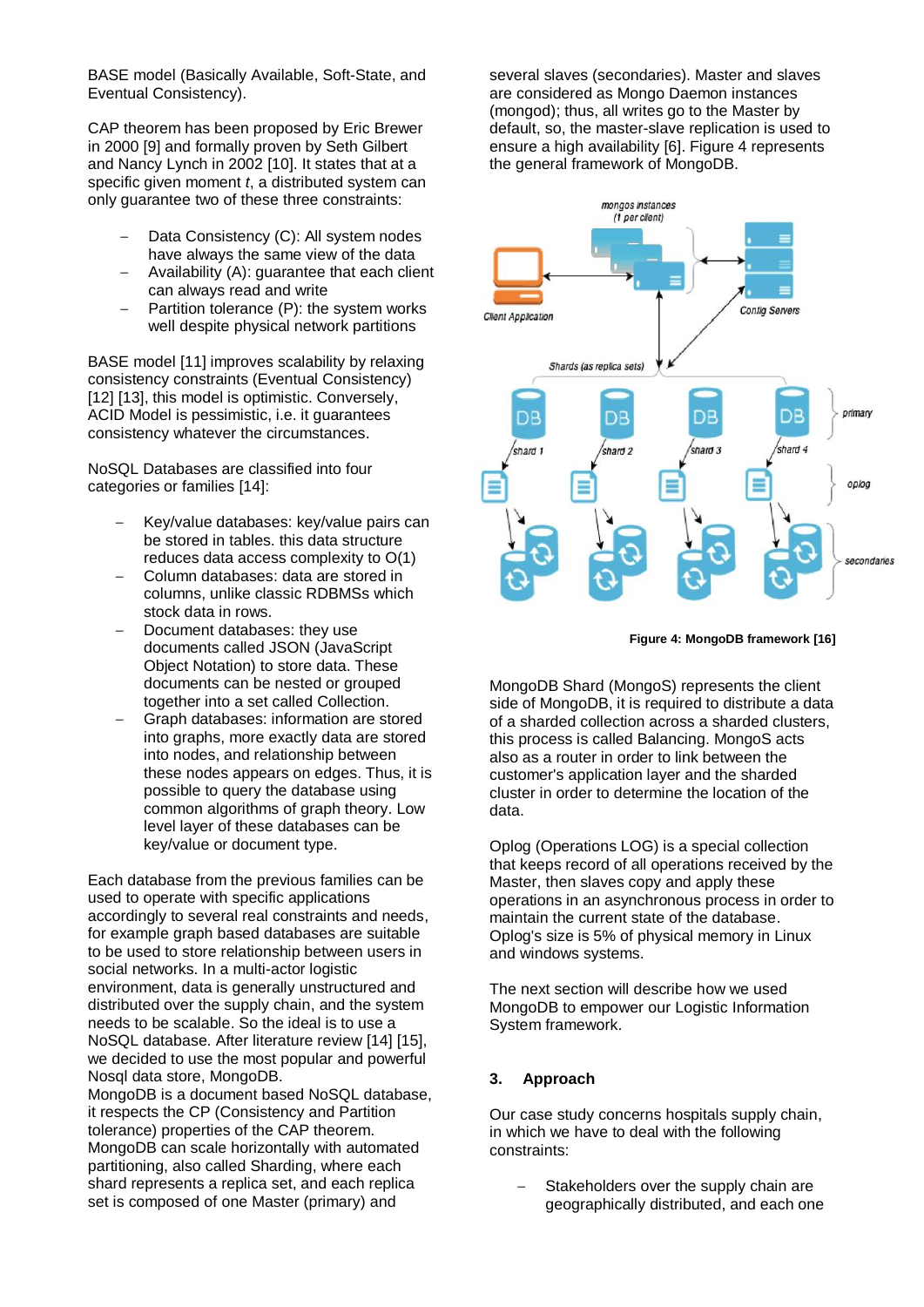BASE model (Basically Available, Soft-State, and Eventual Consistency).

CAP theorem has been proposed by Eric Brewer in 2000 [9] and formally proven by Seth Gilbert and Nancy Lynch in 2002 [10]. It states that at a specific given moment *t*, a distributed system can only guarantee two of these three constraints:

- Data Consistency (C): All system nodes have always the same view of the data
- Availability (A): guarantee that each client can always read and write
- Partition tolerance (P): the system works well despite physical network partitions

BASE model [11] improves scalability by relaxing consistency constraints (Eventual Consistency) [12] [13], this model is optimistic. Conversely, ACID Model is pessimistic, i.e. it guarantees consistency whatever the circumstances.

NoSQL Databases are classified into four categories or families [14]:

- Key/value databases: key/value pairs can be stored in tables. this data structure reduces data access complexity to O(1)
- Column databases: data are stored in columns, unlike classic RDBMSs which stock data in rows.
- Document databases: they use documents called JSON (JavaScript Object Notation) to store data. These documents can be nested or grouped together into a set called Collection.
- Graph databases: information are stored into graphs, more exactly data are stored into nodes, and relationship between these nodes appears on edges. Thus, it is possible to query the database using common algorithms of graph theory. Low level layer of these databases can be key/value or document type.

Each database from the previous families can be used to operate with specific applications accordingly to several real constraints and needs, for example graph based databases are suitable to be used to store relationship between users in social networks. In a multi-actor logistic environment, data is generally unstructured and distributed over the supply chain, and the system needs to be scalable. So the ideal is to use a NoSQL database. After literature review [14] [15], we decided to use the most popular and powerful Nosql data store, MongoDB.
MongoDB is a document based NoSQL database, it respects the CP (Consistency and Partition tolerance) properties of the CAP theorem. MongoDB can scale horizontally with automated partitioning, also called Sharding, where each shard represents a replica set, and each replica set is composed of one Master (primary) and several slaves (secondaries). Master and slaves are considered as Mongo Daemon instances (mongod); thus, all writes go to the Master by default, so, the master-slave replication is used to ensure a high availability [6]. Figure 4 represents the general framework of MongoDB.

**Figure 4: MongoDB framework [16]**

MongoDB Shard (MongoS) represents the client side of MongoDB, it is required to distribute a data of a sharded collection across a sharded clusters, this process is called Balancing. MongoS acts also as a router in order to link between the customer's application layer and the sharded cluster in order to determine the location of the data.

Oplog (Operations LOG) is a special collection that keeps record of all operations received by the Master, then slaves copy and apply these operations in an asynchronous process in order to maintain the current state of the database. Oplog's size is 5% of physical memory in Linux and windows systems.

The next section will describe how we used MongoDB to empower our Logistic Information System framework.

## 3. Approach

Our case study concerns hospitals supply chain, in which we have to deal with the following constraints:

- Stakeholders over the supply chain are geographically distributed, and each one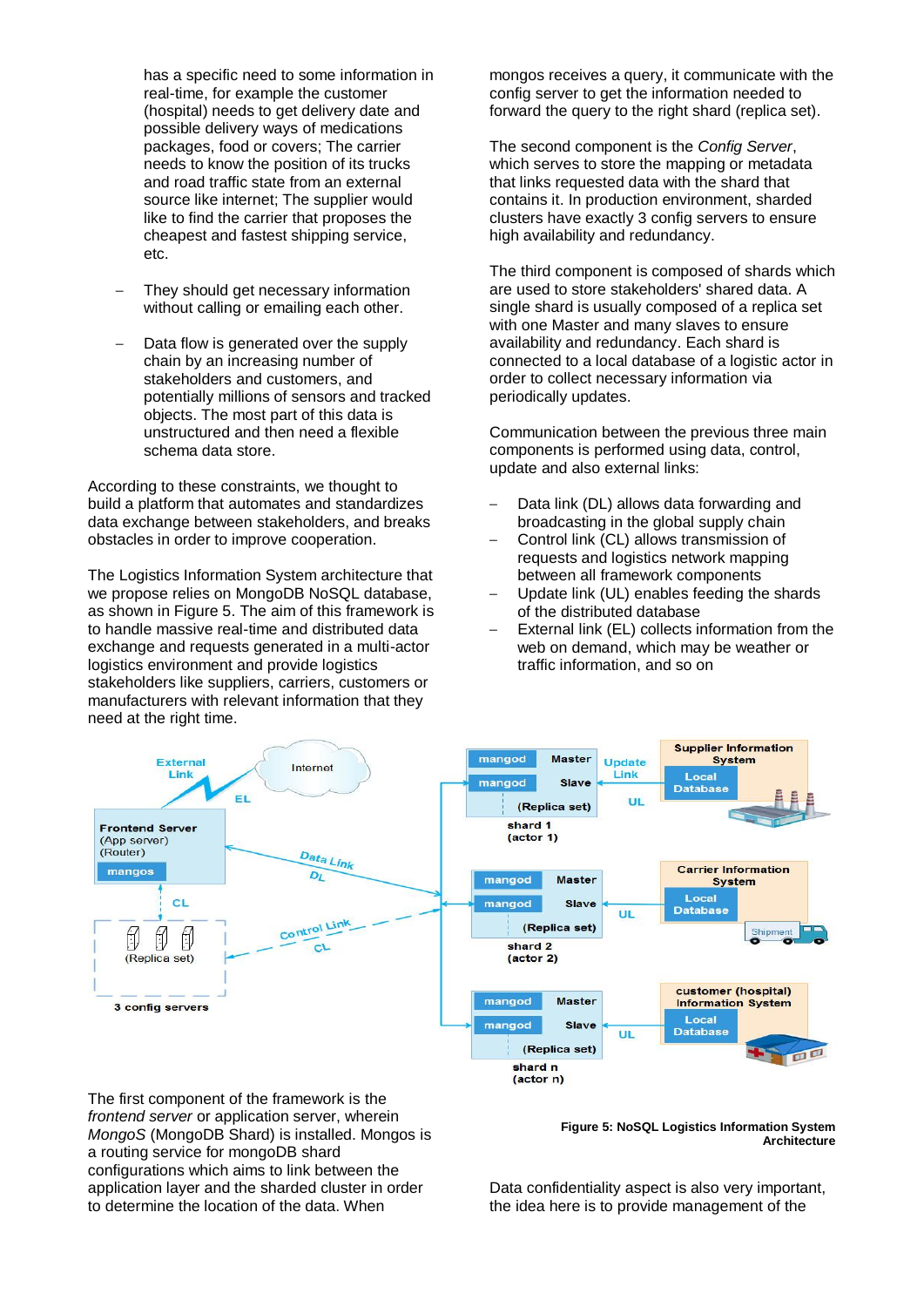has a specific need to some information in real-time, for example the customer (hospital) needs to get delivery date and possible delivery ways of medications packages, food or covers; The carrier needs to know the position of its trucks and road traffic state from an external source like internet; The supplier would like to find the carrier that proposes the cheapest and fastest shipping service, etc.

- They should get necessary information without calling or emailing each other.
- Data flow is generated over the supply chain by an increasing number of stakeholders and customers, and potentially millions of sensors and tracked objects. The most part of this data is unstructured and then need a flexible schema data store.

According to these constraints, we thought to build a platform that automates and standardizes data exchange between stakeholders, and breaks obstacles in order to improve cooperation.

The Logistics Information System architecture that we propose relies on MongoDB NoSQL database, as shown in Figure 5. The aim of this framework is to handle massive real-time and distributed data exchange and requests generated in a multi-actor logistics environment and provide logistics stakeholders like suppliers, carriers, customers or manufacturers with relevant information that they need at the right time.

The first component of the framework is the *frontend server* or application server, wherein *MongoS* (MongoDB Shard) is installed. Mongos is a routing service for mongoDB shard configurations which aims to link between the application layer and the sharded cluster in order to determine the location of the data. When mongos receives a query, it communicates with the config server to get the information needed to forward the query to the right shard (replica set).

The second component is the *Config Server*, which serves to store the mapping or metadata that links requested data with the shard that contains it. In production environment, sharded clusters have exactly 3 config servers to ensure high availability and redundancy.

The third component is composed of shards which are used to store stakeholders' shared data. A single shard is usually composed of a replica set with one Master and many slaves to ensure availability and redundancy. Each shard is connected to a local database of a logistic actor in order to collect necessary information via periodically updates.

Communication between the previous three main components is performed using data, control, update and also external links:

- Data link (DL) allows data forwarding and broadcasting in the global supply chain
- Control link (CL) allows transmission of requests and logistics network mapping between all framework components
- Update link (UL) enables feeding the shards of the distributed database
- External link (EL) collects information from the web on demand, which may be weather or traffic information, and so on

**Figure 5: NoSQL Logistics Information System Architecture**

Data confidentiality aspect is also very important, the idea here is to provide management of the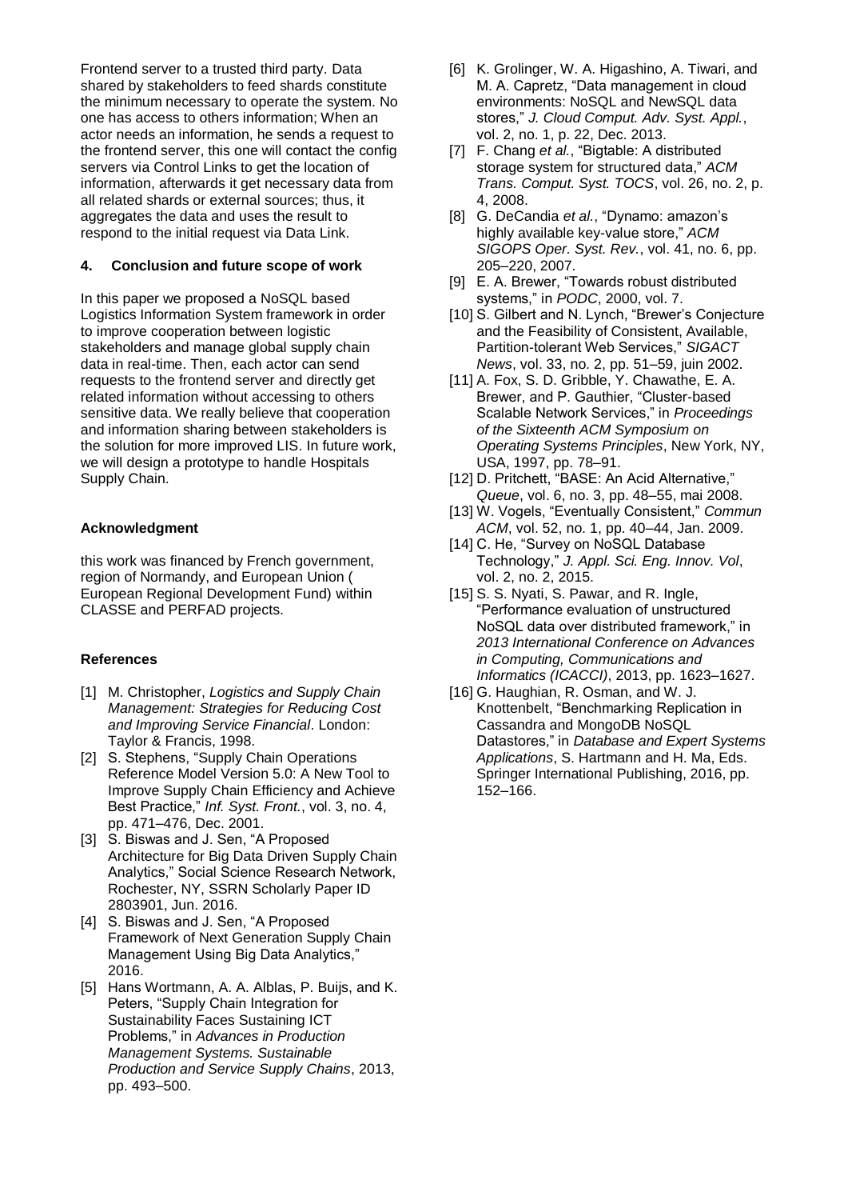Frontend server to a trusted third party. Data shared by stakeholders to feed shards constitute the minimum necessary to operate the system. No one has access to others information; When an actor needs an information, he sends a request to the frontend server, this one will contact the config servers via Control Links to get the location of information, afterwards it get necessary data from all related shards or external sources; thus, it aggregates the data and uses the result to respond to the initial request via Data Link.

### 4. Conclusion and future scope of work

In this paper we proposed a NoSQL based Logistics Information System framework in order to improve cooperation between logistic stakeholders and manage global supply chain data in real-time. Then, each actor can send requests to the frontend server and directly get related information without accessing to others sensitive data. We really believe that cooperation and information sharing between stakeholders is the solution for more improved LIS. In future work, we will design a prototype to handle Hospitals Supply Chain.

### Acknowledgment

this work was financed by French government, region of Normandy, and European Union ( European Regional Development Fund) within CLASSE and PERFAD projects.

### References

[1] M. Christopher, *Logistics and Supply Chain Management: Strategies for Reducing Cost and Improving Service Financial*. London: Taylor & Francis, 1998.

[2] S. Stephens, “Supply Chain Operations Reference Model Version 5.0: A New Tool to Improve Supply Chain Efficiency and Achieve Best Practice,” *Inf. Syst. Front.*, vol. 3, no. 4, pp. 471–476, Dec. 2001.

[3] S. Biswas and J. Sen, “A Proposed Architecture for Big Data Driven Supply Chain Analytics,” Social Science Research Network, Rochester, NY, SSRN Scholarly Paper ID 2803901, Jun. 2016.

[4] S. Biswas and J. Sen, “A Proposed Framework of Next Generation Supply Chain Management Using Big Data Analytics,” 2016.

[5] Hans Wortmann, A. A. Alblas, P. Buijs, and K. Peters, “Supply Chain Integration for Sustainability Faces Sustaining ICT Problems,” in *Advances in Production Management Systems. Sustainable Production and Service Supply Chains*, 2013, pp. 493–500.

[6] K. Grolinger, W. A. Higashino, A. Tiwari, and M. A. Capretz, “Data management in cloud environments: NoSQL and NewSQL data stores,” *J. Cloud Comput. Adv. Syst. Appl.*, vol. 2, no. 1, p. 22, Dec. 2013.

[7] F. Chang *et al.*, “Bigtable: A distributed storage system for structured data,” *ACM Trans. Comput. Syst. TOCS*, vol. 26, no. 2, p. 4, 2008.

[8] G. DeCandia *et al.*, “Dynamo: amazon’s highly available key-value store,” *ACM SIGOPS Oper. Syst. Rev.*, vol. 41, no. 6, pp. 205–220, 2007.

[9] E. A. Brewer, “Towards robust distributed systems,” in *PODC*, 2000, vol. 7.

[10] S. Gilbert and N. Lynch, “Brewer’s Conjecture and the Feasibility of Consistent, Available, Partition-tolerant Web Services,” *SIGACT News*, vol. 33, no. 2, pp. 51–59, juin 2002.

[11] A. Fox, S. D. Gribble, Y. Chawathe, E. A. Brewer, and P. Gauthier, “Cluster-based Scalable Network Services,” in *Proceedings of the Sixteenth ACM Symposium on Operating Systems Principles*, New York, NY, USA, 1997, pp. 78–91.

[12] D. Pritchett, “BASE: An Acid Alternative,” *Queue*, vol. 6, no. 3, pp. 48–55, mai 2008.

[13] W. Vogels, “Eventually Consistent,” *Commun ACM*, vol. 52, no. 1, pp. 40–44, Jan. 2009.

[14] C. He, “Survey on NoSQL Database Technology,” *J. Appl. Sci. Eng. Innov. Vol*, vol. 2, no. 2, 2015.

[15] S. S. Nyati, S. Pawar, and R. Ingle, “Performance evaluation of unstructured NoSQL data over distributed framework,” in *2013 International Conference on Advances in Computing, Communications and Informatics (ICACCI)*, 2013, pp. 1623–1627.

[16] G. Haughian, R. Osman, and W. J. Knottenbelt, “Benchmarking Replication in Cassandra and MongoDB NoSQL Datastores,” in *Database and Expert Systems Applications*, S. Hartmann and H. Ma, Eds. Springer International Publishing, 2016, pp. 152–166.